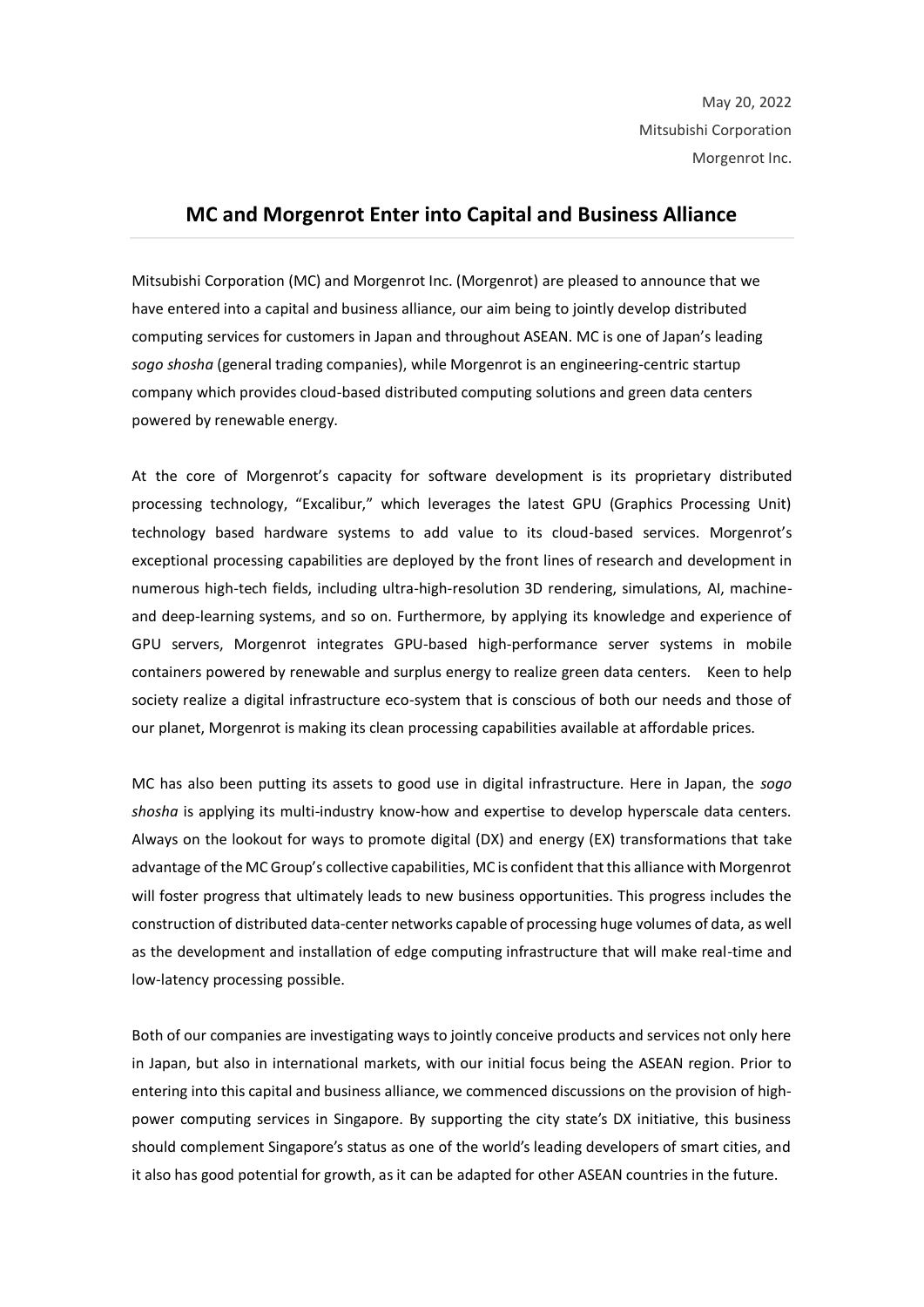May 20, 2022
Mitsubishi Corporation
Morgenrot Inc.

# MC and Morgenrot Enter into Capital and Business Alliance

Mitsubishi Corporation (MC) and Morgenrot Inc. (Morgenrot) are pleased to announce that we have entered into a capital and business alliance, our aim being to jointly develop distributed computing services for customers in Japan and throughout ASEAN. MC is one of Japan's leading *sogo shosha* (general trading companies), while Morgenrot is an engineering-centric startup company which provides cloud-based distributed computing solutions and green data centers powered by renewable energy.

At the core of Morgenrot's capacity for software development is its proprietary distributed processing technology, "Excalibur," which leverages the latest GPU (Graphics Processing Unit) technology based hardware systems to add value to its cloud-based services. Morgenrot's exceptional processing capabilities are deployed by the front lines of research and development in numerous high-tech fields, including ultra-high-resolution 3D rendering, simulations, AI, machine- and deep-learning systems, and so on. Furthermore, by applying its knowledge and experience of GPU servers, Morgenrot integrates GPU-based high-performance server systems in mobile containers powered by renewable and surplus energy to realize green data centers. Keen to help society realize a digital infrastructure eco-system that is conscious of both our needs and those of our planet, Morgenrot is making its clean processing capabilities available at affordable prices.

MC has also been putting its assets to good use in digital infrastructure. Here in Japan, the *sogo shosha* is applying its multi-industry know-how and expertise to develop hyperscale data centers. Always on the lookout for ways to promote digital (DX) and energy (EX) transformations that take advantage of the MC Group's collective capabilities, MC is confident that this alliance with Morgenrot will foster progress that ultimately leads to new business opportunities. This progress includes the construction of distributed data-center networks capable of processing huge volumes of data, as well as the development and installation of edge computing infrastructure that will make real-time and low-latency processing possible.

Both of our companies are investigating ways to jointly conceive products and services not only here in Japan, but also in international markets, with our initial focus being the ASEAN region. Prior to entering into this capital and business alliance, we commenced discussions on the provision of high-power computing services in Singapore. By supporting the city state's DX initiative, this business should complement Singapore's status as one of the world's leading developers of smart cities, and it also has good potential for growth, as it can be adapted for other ASEAN countries in the future.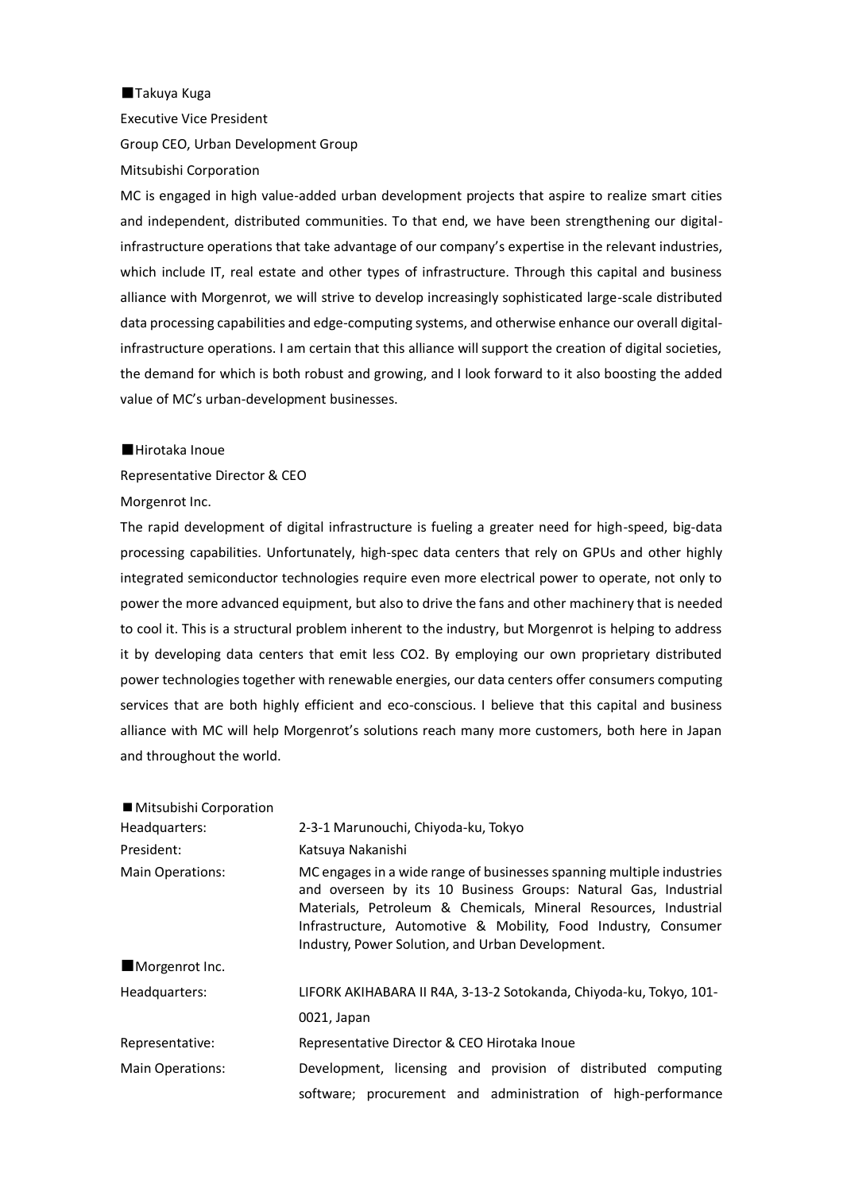■Takuya Kuga

Executive Vice President

Group CEO, Urban Development Group

Mitsubishi Corporation

MC is engaged in high value-added urban development projects that aspire to realize smart cities and independent, distributed communities. To that end, we have been strengthening our digital-infrastructure operations that take advantage of our company's expertise in the relevant industries, which include IT, real estate and other types of infrastructure. Through this capital and business alliance with Morgenrot, we will strive to develop increasingly sophisticated large-scale distributed data processing capabilities and edge-computing systems, and otherwise enhance our overall digital-infrastructure operations. I am certain that this alliance will support the creation of digital societies, the demand for which is both robust and growing, and I look forward to it also boosting the added value of MC's urban-development businesses.

■Hirotaka Inoue

Representative Director & CEO

Morgenrot Inc.

The rapid development of digital infrastructure is fueling a greater need for high-speed, big-data processing capabilities. Unfortunately, high-spec data centers that rely on GPUs and other highly integrated semiconductor technologies require even more electrical power to operate, not only to power the more advanced equipment, but also to drive the fans and other machinery that is needed to cool it. This is a structural problem inherent to the industry, but Morgenrot is helping to address it by developing data centers that emit less $CO_2$. By employing our own proprietary distributed power technologies together with renewable energies, our data centers offer consumers computing services that are both highly efficient and eco-conscious. I believe that this capital and business alliance with MC will help Morgenrot's solutions reach many more customers, both here in Japan and throughout the world.

■Mitsubishi Corporation

| | |
|---|---|
| Headquarters: | 2-3-1 Marunouchi, Chiyoda-ku, Tokyo |
| President: | Katsuya Nakanishi |
| Main Operations: | MC engages in a wide range of businesses spanning multiple industries and overseen by its 10 Business Groups: Natural Gas, Industrial Materials, Petroleum & Chemicals, Mineral Resources, Industrial Infrastructure, Automotive & Mobility, Food Industry, Consumer Industry, Power Solution, and Urban Development. |

■Morgenrot Inc.

| | |
|---|---|
| Headquarters: | LIFORK AKIHABARA II R4A, 3-13-2 Sotokanda, Chiyoda-ku, Tokyo, 101-0021, Japan |
| Representative: | Representative Director & CEO Hirotaka Inoue |
| Main Operations: | Development, licensing and provision of distributed computing software; procurement and administration of high-performance |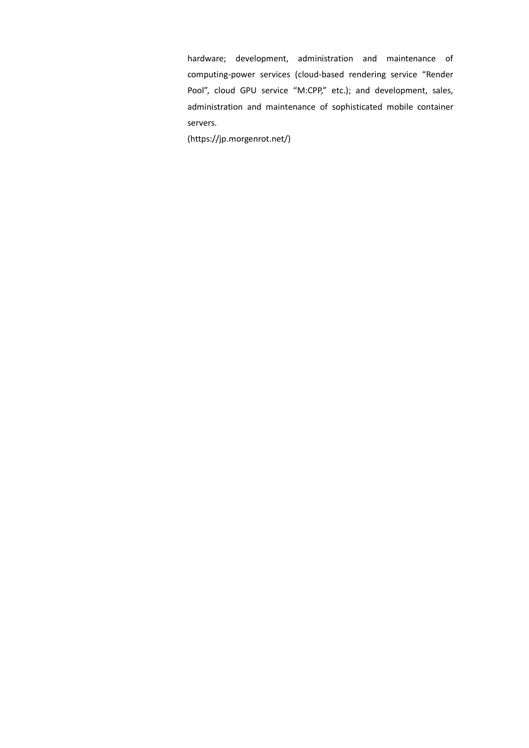hardware; development, administration and maintenance of computing-power services (cloud-based rendering service "Render Pool", cloud GPU service "M:CPP," etc.); and development, sales, administration and maintenance of sophisticated mobile container servers.

(https://jp.morgenrot.net/)